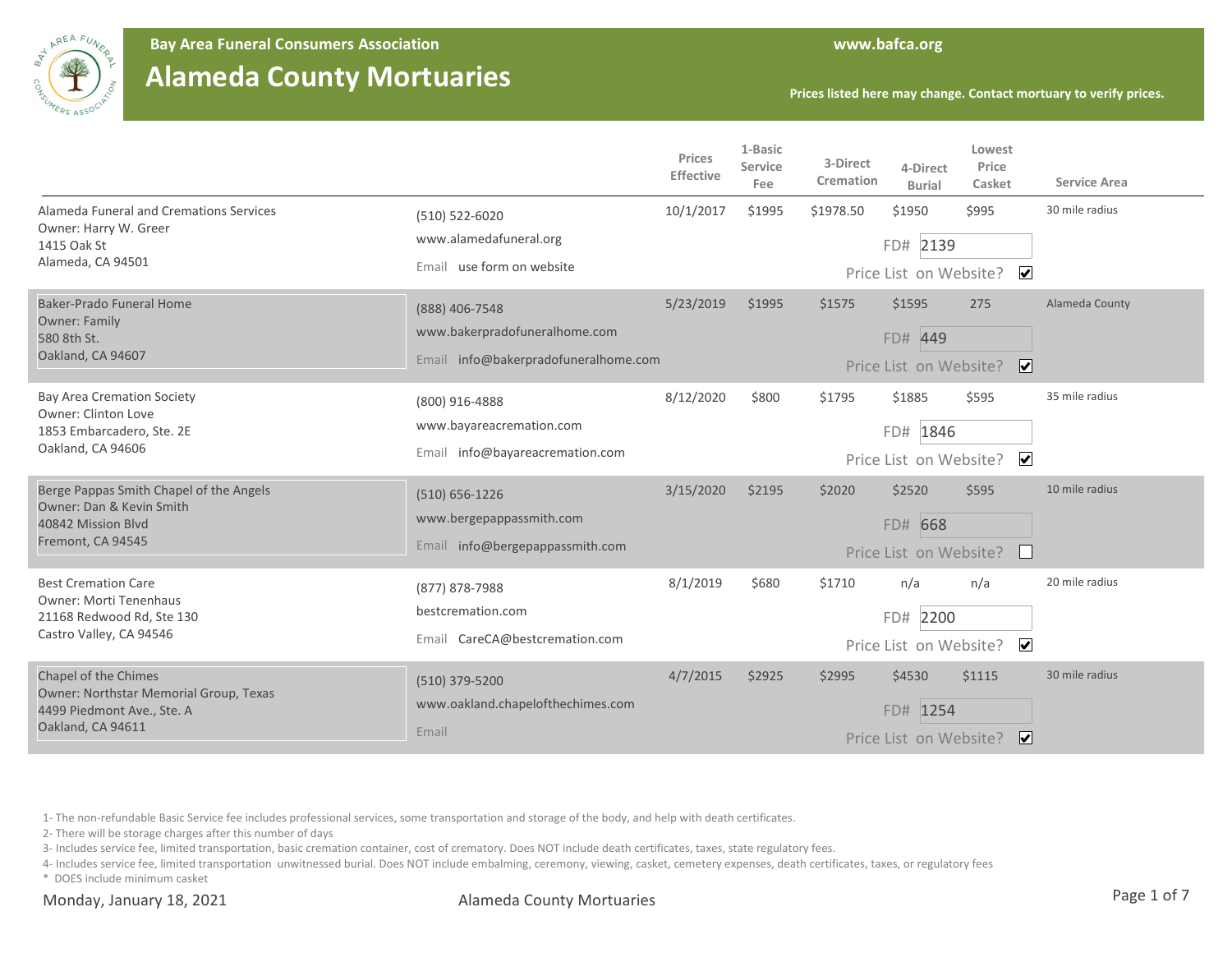**Bay Area Funeral Consumers Association**

# Alameda County Mortuaries

www.bafca.org

Prices listed here may change. Contact mortuary to verify prices.

| Mortuary | Contact | Prices Effective | 1-Basic Service Fee | 3-Direct Cremation | 4-Direct Burial | Lowest Price Casket | Service Area |
|---|---|---|---|---|---|---|---|
| Alameda Funeral and Cremations Services<br>Owner: Harry W. Greer<br>1415 Oak St<br>Alameda, CA 94501 | (510) 522-6020<br>www.alamedafuneral.org<br>Email use form on website | 10/1/2017 | $1995 | $1978.50 | $1950<br>FD# 2139<br>Price List on Website? ☑ | $995 | 30 mile radius |
| Baker-Prado Funeral Home<br>Owner: Family<br>580 8th St.<br>Oakland, CA 94607 | (888) 406-7548<br>www.bakerpradofuneralhome.com<br>Email info@bakerpradofuneralhome.com | 5/23/2019 | $1995 | $1575 | $1595<br>FD# 449<br>Price List on Website? ☑ | 275 | Alameda County |
| Bay Area Cremation Society<br>Owner: Clinton Love<br>1853 Embarcadero, Ste. 2E<br>Oakland, CA 94606 | (800) 916-4888<br>www.bayareacremation.com<br>Email info@bayareacremation.com | 8/12/2020 | $800 | $1795 | $1885<br>FD# 1846<br>Price List on Website? ☑ | $595 | 35 mile radius |
| Berge Pappas Smith Chapel of the Angels<br>Owner: Dan & Kevin Smith<br>40842 Mission Blvd<br>Fremont, CA 94545 | (510) 656-1226<br>www.bergepappassmith.com<br>Email info@bergepappassmith.com | 3/15/2020 | $2195 | $2020 | $2520<br>FD# 668<br>Price List on Website? ☐ | $595 | 10 mile radius |
| Best Cremation Care<br>Owner: Morti Tenenhaus<br>21168 Redwood Rd, Ste 130<br>Castro Valley, CA 94546 | (877) 878-7988<br>bestcremation.com<br>Email CareCA@bestcremation.com | 8/1/2019 | $680 | $1710 | n/a<br>FD# 2200<br>Price List on Website? ☑ | n/a | 20 mile radius |
| Chapel of the Chimes<br>Owner: Northstar Memorial Group, Texas<br>4499 Piedmont Ave., Ste. A<br>Oakland, CA 94611 | (510) 379-5200<br>www.oakland.chapelofthechimes.com<br>Email | 4/7/2015 | $2925 | $2995 | $4530<br>FD# 1254<br>Price List on Website? ☑ | $1115 | 30 mile radius |

1- The non-refundable Basic Service fee includes professional services, some transportation and storage of the body, and help with death certificates.

2- There will be storage charges after this number of days

3- Includes service fee, limited transportation, basic cremation container, cost of crematory. Does NOT include death certificates, taxes, state regulatory fees.

4- Includes service fee, limited transportation unwitnessed burial. Does NOT include embalming, ceremony, viewing, casket, cemetery expenses, death certificates, taxes, or regulatory fees

\* DOES include minimum casket

Monday, January 18, 2021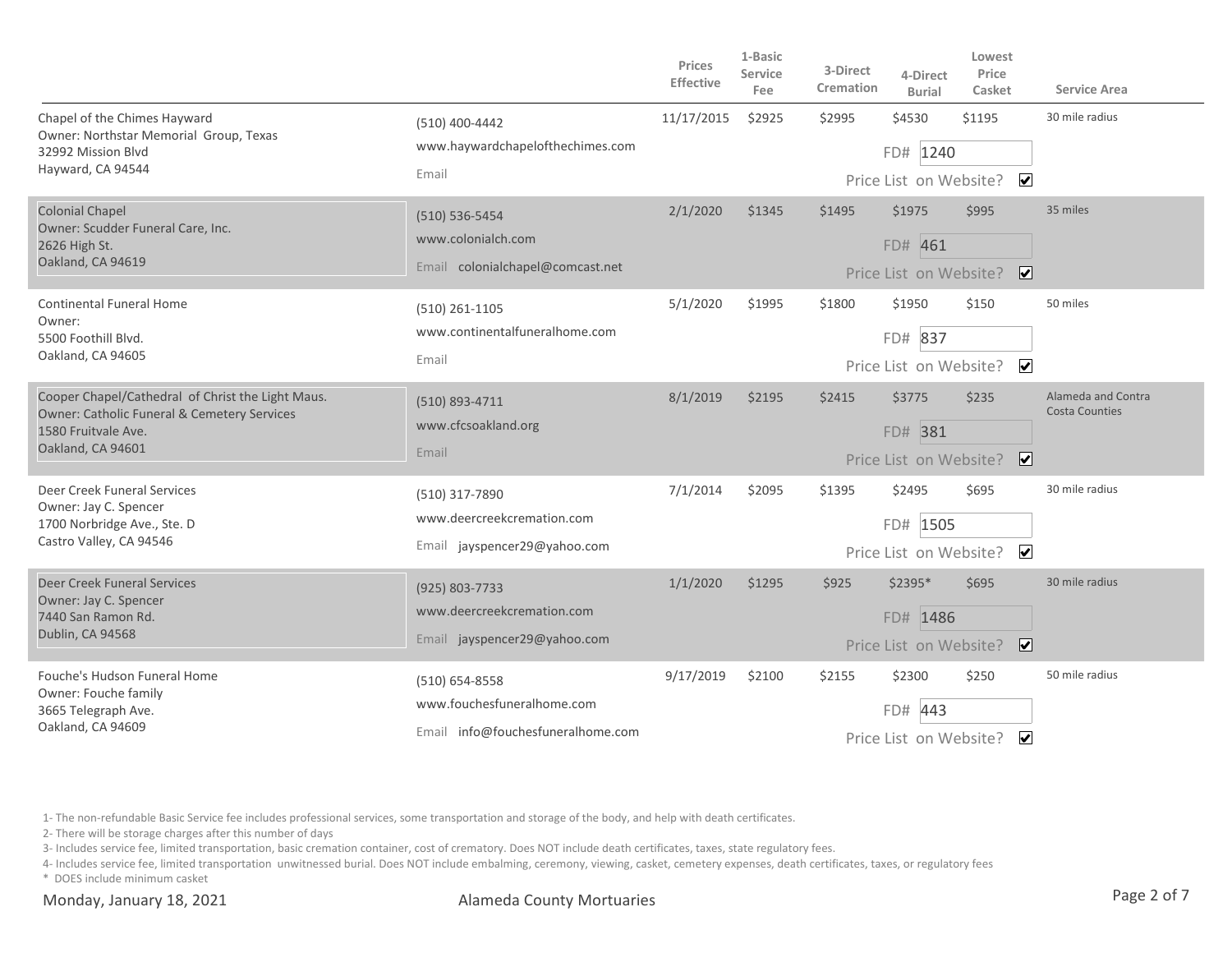| | | Prices Effective | 1-Basic Service Fee | 3-Direct Cremation | 4-Direct Burial | Lowest Price Casket | Service Area |
|---|---|---|---|---|---|---|---|
| Chapel of the Chimes Hayward<br>Owner: Northstar Memorial Group, Texas<br>32992 Mission Blvd<br>Hayward, CA 94544 | (510) 400-4442<br>www.haywardchapelofthechimes.com<br>Email | 11/17/2015 | $2925 | $2995 | $4530<br>FD# 1240<br>Price List on Website? ☑ | $1195 | 30 mile radius |
| Colonial Chapel<br>Owner: Scudder Funeral Care, Inc.<br>2626 High St.<br>Oakland, CA 94619 | (510) 536-5454<br>www.colonialch.com<br>Email colonialchapel@comcast.net | 2/1/2020 | $1345 | $1495 | $1975<br>FD# 461<br>Price List on Website? ☑ | $995 | 35 miles |
| Continental Funeral Home<br>Owner:<br>5500 Foothill Blvd.<br>Oakland, CA 94605 | (510) 261-1105<br>www.continentalfuneralhome.com<br>Email | 5/1/2020 | $1995 | $1800 | $1950<br>FD# 837<br>Price List on Website? ☑ | $150 | 50 miles |
| Cooper Chapel/Cathedral of Christ the Light Maus.<br>Owner: Catholic Funeral & Cemetery Services<br>1580 Fruitvale Ave.<br>Oakland, CA 94601 | (510) 893-4711<br>www.cfcsoakland.org<br>Email | 8/1/2019 | $2195 | $2415 | $3775<br>FD# 381<br>Price List on Website? ☑ | $235 | Alameda and Contra Costa Counties |
| Deer Creek Funeral Services<br>Owner: Jay C. Spencer<br>1700 Norbridge Ave., Ste. D<br>Castro Valley, CA 94546 | (510) 317-7890<br>www.deercreekcremation.com<br>Email jayspencer29@yahoo.com | 7/1/2014 | $2095 | $1395 | $2495<br>FD# 1505<br>Price List on Website? ☑ | $695 | 30 mile radius |
| Deer Creek Funeral Services<br>Owner: Jay C. Spencer<br>7440 San Ramon Rd.<br>Dublin, CA 94568 | (925) 803-7733<br>www.deercreekcremation.com<br>Email jayspencer29@yahoo.com | 1/1/2020 | $1295 | $925 | $2395*<br>FD# 1486<br>Price List on Website? ☑ | $695 | 30 mile radius |
| Fouche's Hudson Funeral Home<br>Owner: Fouche family<br>3665 Telegraph Ave.<br>Oakland, CA 94609 | (510) 654-8558<br>www.fouchesfuneralhome.com<br>Email info@fouchesfuneralhome.com | 9/17/2019 | $2100 | $2155 | $2300<br>FD# 443<br>Price List on Website? ☑ | $250 | 50 mile radius |

1- The non-refundable Basic Service fee includes professional services, some transportation and storage of the body, and help with death certificates.

2- There will be storage charges after this number of days

3- Includes service fee, limited transportation, basic cremation container, cost of crematory. Does NOT include death certificates, taxes, state regulatory fees.

4- Includes service fee, limited transportation unwitnessed burial. Does NOT include embalming, ceremony, viewing, casket, cemetery expenses, death certificates, taxes, or regulatory fees

\* DOES include minimum casket

Monday, January 18, 2021 — Alameda County Mortuaries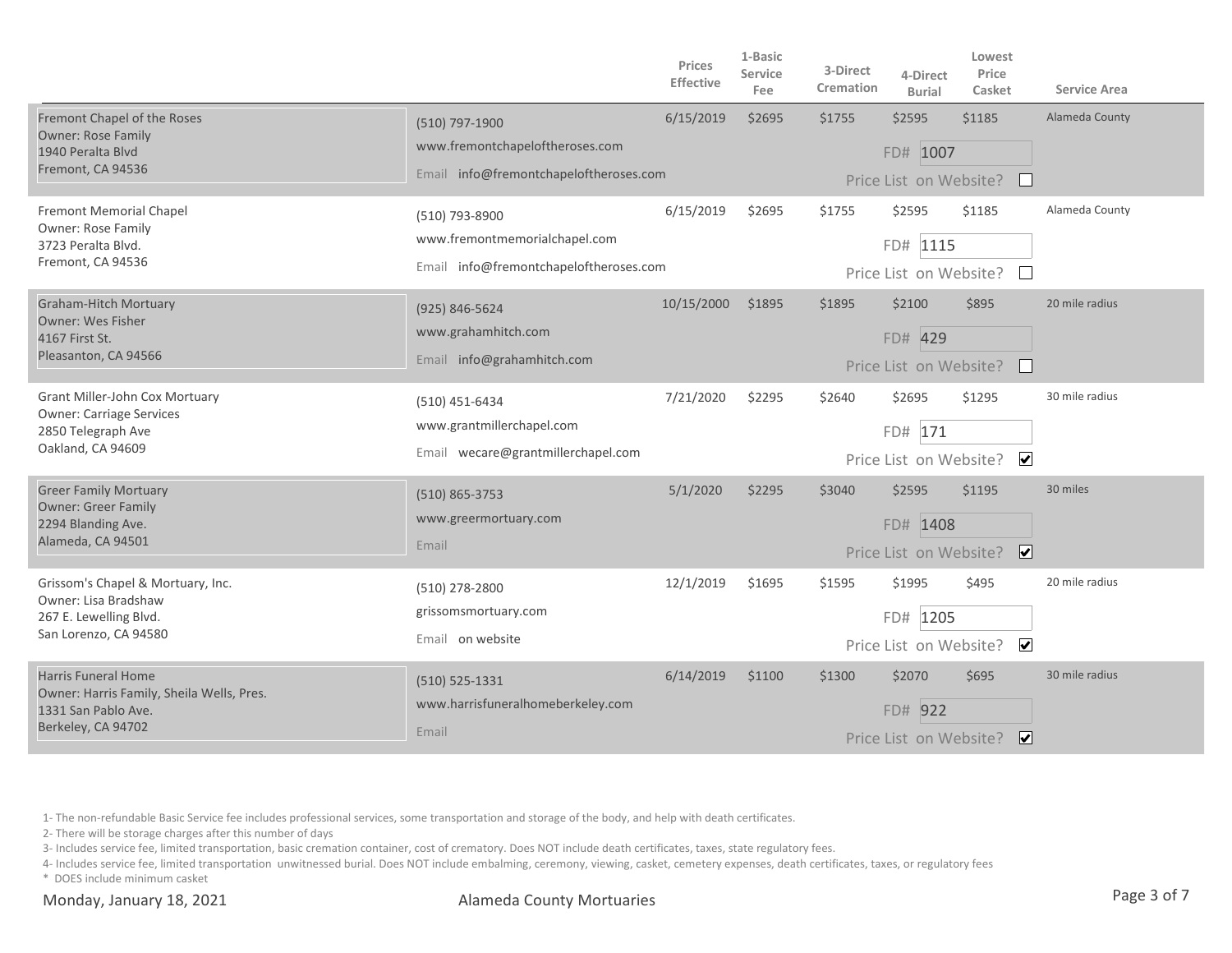| Mortuary | Contact | Prices Effective | 1-Basic Service Fee | 3-Direct Cremation | 4-Direct Burial | Lowest Price Casket | Service Area |
|---|---|---|---|---|---|---|---|
| Fremont Chapel of the Roses<br>Owner: Rose Family<br>1940 Peralta Blvd<br>Fremont, CA 94536 | (510) 797-1900<br>www.fremontchapeloftheroses.com<br>Email info@fremontchapeloftheroses.com | 6/15/2019 | $2695 | $1755 | $2595<br>FD# 1007<br>Price List on Website? ☐ | $1185 | Alameda County |
| Fremont Memorial Chapel<br>Owner: Rose Family<br>3723 Peralta Blvd.<br>Fremont, CA 94536 | (510) 793-8900<br>www.fremontmemorialchapel.com<br>Email info@fremontchapeloftheroses.com | 6/15/2019 | $2695 | $1755 | $2595<br>FD# 1115<br>Price List on Website? ☐ | $1185 | Alameda County |
| Graham-Hitch Mortuary<br>Owner: Wes Fisher<br>4167 First St.<br>Pleasanton, CA 94566 | (925) 846-5624<br>www.grahamhitch.com<br>Email info@grahamhitch.com | 10/15/2000 | $1895 | $1895 | $2100<br>FD# 429<br>Price List on Website? ☐ | $895 | 20 mile radius |
| Grant Miller-John Cox Mortuary<br>Owner: Carriage Services<br>2850 Telegraph Ave<br>Oakland, CA 94609 | (510) 451-6434<br>www.grantmillerchapel.com<br>Email wecare@grantmillerchapel.com | 7/21/2020 | $2295 | $2640 | $2695<br>FD# 171<br>Price List on Website? ☑ | $1295 | 30 mile radius |
| Greer Family Mortuary<br>Owner: Greer Family<br>2294 Blanding Ave.<br>Alameda, CA 94501 | (510) 865-3753<br>www.greermortuary.com<br>Email | 5/1/2020 | $2295 | $3040 | $2595<br>FD# 1408<br>Price List on Website? ☑ | $1195 | 30 miles |
| Grissom's Chapel & Mortuary, Inc.<br>Owner: Lisa Bradshaw<br>267 E. Lewelling Blvd.<br>San Lorenzo, CA 94580 | (510) 278-2800<br>grissomsmortuary.com<br>Email on website | 12/1/2019 | $1695 | $1595 | $1995<br>FD# 1205<br>Price List on Website? ☑ | $495 | 20 mile radius |
| Harris Funeral Home<br>Owner: Harris Family, Sheila Wells, Pres.<br>1331 San Pablo Ave.<br>Berkeley, CA 94702 | (510) 525-1331<br>www.harrisfuneralhomeberkeley.com<br>Email | 6/14/2019 | $1100 | $1300 | $2070<br>FD# 922<br>Price List on Website? ☑ | $695 | 30 mile radius |

1- The non-refundable Basic Service fee includes professional services, some transportation and storage of the body, and help with death certificates.

2- There will be storage charges after this number of days

3- Includes service fee, limited transportation, basic cremation container, cost of crematory. Does NOT include death certificates, taxes, state regulatory fees.

4- Includes service fee, limited transportation unwitnessed burial. Does NOT include embalming, ceremony, viewing, casket, cemetery expenses, death certificates, taxes, or regulatory fees

* DOES include minimum casket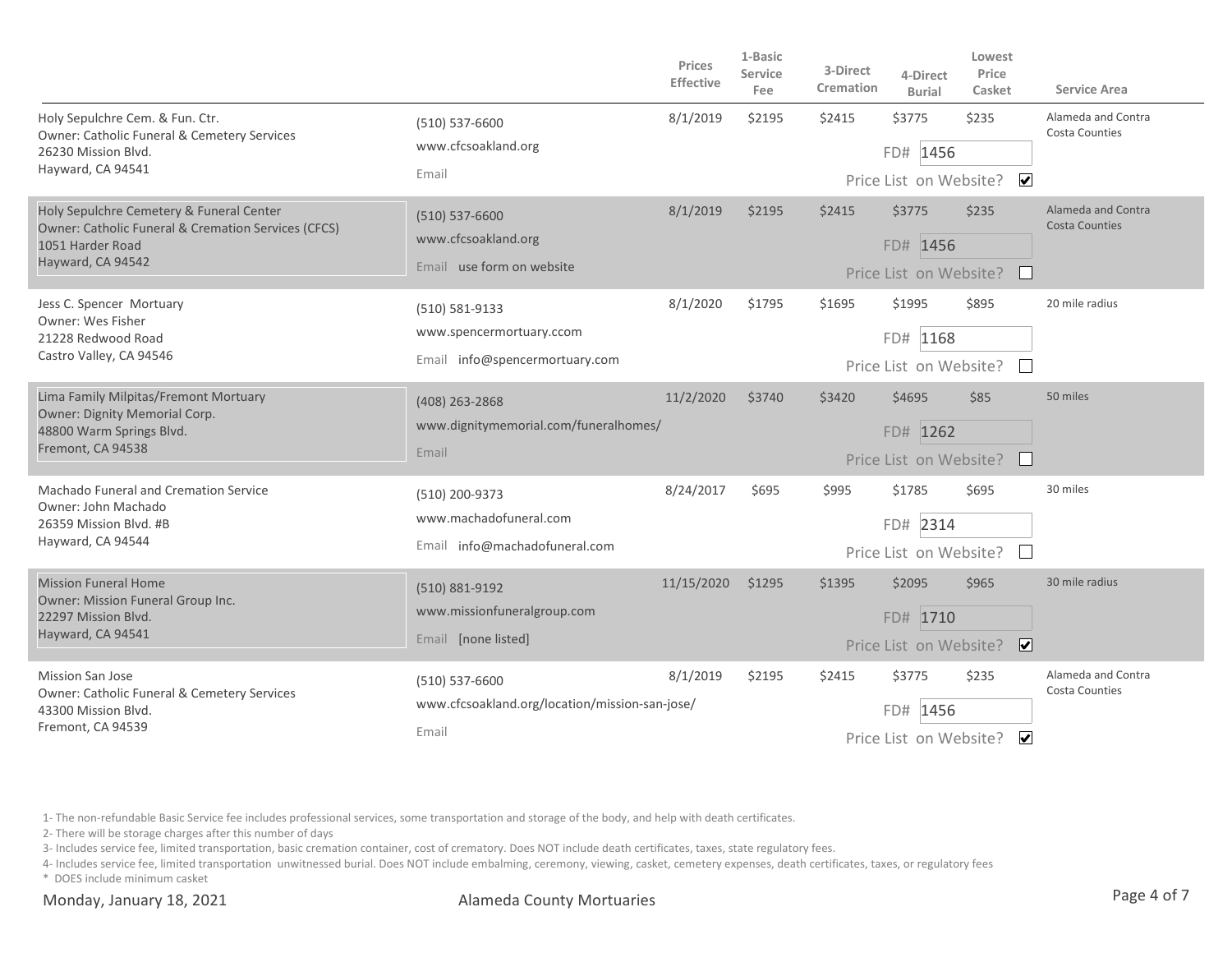| | | Prices Effective | 1-Basic Service Fee | 3-Direct Cremation | 4-Direct Burial | Lowest Price Casket | Service Area |
|---|---|---|---|---|---|---|---|
| Holy Sepulchre Cem. & Fun. Ctr.<br>Owner: Catholic Funeral & Cemetery Services<br>26230 Mission Blvd.<br>Hayward, CA 94541 | (510) 537-6600<br>www.cfcsoakland.org<br>Email | 8/1/2019 | $2195 | $2415 | $3775<br>FD# 1456<br>Price List on Website? ☑ | $235 | Alameda and Contra Costa Counties |
| Holy Sepulchre Cemetery & Funeral Center<br>Owner: Catholic Funeral & Cremation Services (CFCS)<br>1051 Harder Road<br>Hayward, CA 94542 | (510) 537-6600<br>www.cfcsoakland.org<br>Email use form on website | 8/1/2019 | $2195 | $2415 | $3775<br>FD# 1456<br>Price List on Website? ☐ | $235 | Alameda and Contra Costa Counties |
| Jess C. Spencer Mortuary<br>Owner: Wes Fisher<br>21228 Redwood Road<br>Castro Valley, CA 94546 | (510) 581-9133<br>www.spencermortuary.ccom<br>Email info@spencermortuary.com | 8/1/2020 | $1795 | $1695 | $1995<br>FD# 1168<br>Price List on Website? ☐ | $895 | 20 mile radius |
| Lima Family Milpitas/Fremont Mortuary<br>Owner: Dignity Memorial Corp.<br>48800 Warm Springs Blvd.<br>Fremont, CA 94538 | (408) 263-2868<br>www.dignitymemorial.com/funeralhomes/<br>Email | 11/2/2020 | $3740 | $3420 | $4695<br>FD# 1262<br>Price List on Website? ☐ | $85 | 50 miles |
| Machado Funeral and Cremation Service<br>Owner: John Machado<br>26359 Mission Blvd. #B<br>Hayward, CA 94544 | (510) 200-9373<br>www.machadofuneral.com<br>Email info@machadofuneral.com | 8/24/2017 | $695 | $995 | $1785<br>FD# 2314<br>Price List on Website? ☐ | $695 | 30 miles |
| Mission Funeral Home<br>Owner: Mission Funeral Group Inc.<br>22297 Mission Blvd.<br>Hayward, CA 94541 | (510) 881-9192<br>www.missionfuneralgroup.com<br>Email [none listed] | 11/15/2020 | $1295 | $1395 | $2095<br>FD# 1710<br>Price List on Website? ☑ | $965 | 30 mile radius |
| Mission San Jose<br>Owner: Catholic Funeral & Cemetery Services<br>43300 Mission Blvd.<br>Fremont, CA 94539 | (510) 537-6600<br>www.cfcsoakland.org/location/mission-san-jose/<br>Email | 8/1/2019 | $2195 | $2415 | $3775<br>FD# 1456<br>Price List on Website? ☑ | $235 | Alameda and Contra Costa Counties |

1- The non-refundable Basic Service fee includes professional services, some transportation and storage of the body, and help with death certificates.

2- There will be storage charges after this number of days

3- Includes service fee, limited transportation, basic cremation container, cost of crematory. Does NOT include death certificates, taxes, state regulatory fees.

4- Includes service fee, limited transportation unwitnessed burial. Does NOT include embalming, ceremony, viewing, casket, cemetery expenses, death certificates, taxes, or regulatory fees

\* DOES include minimum casket

Monday, January 18, 2021 — Alameda County Mortuaries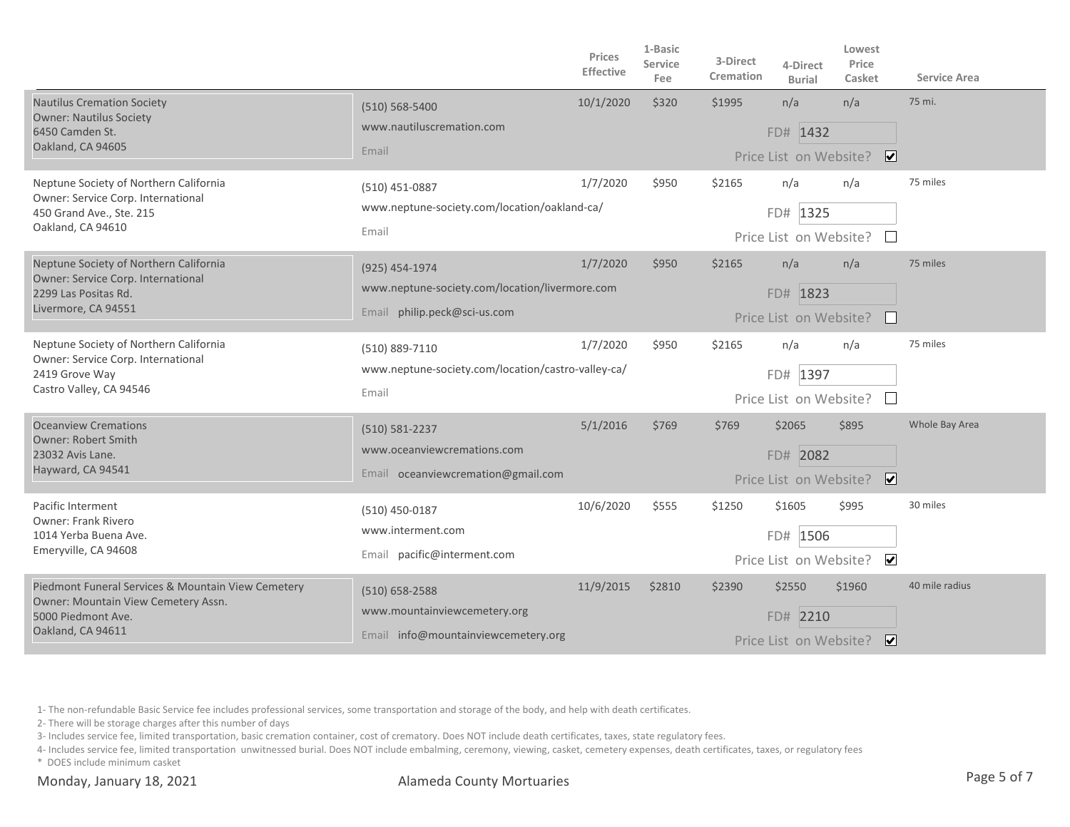| | | Prices Effective | 1-Basic Service Fee | 3-Direct Cremation | 4-Direct Burial | Lowest Price Casket | Service Area |
|---|---|---|---|---|---|---|---|
| Nautilus Cremation Society<br>Owner: Nautilus Society<br>6450 Camden St.<br>Oakland, CA 94605 | (510) 568-5400<br>www.nautiluscremation.com<br>Email | 10/1/2020 | $320 | $1995 | n/a<br>FD# 1432<br>Price List on Website? ☑ | n/a | 75 mi. |
| Neptune Society of Northern California<br>Owner: Service Corp. International<br>450 Grand Ave., Ste. 215<br>Oakland, CA 94610 | (510) 451-0887<br>www.neptune-society.com/location/oakland-ca/<br>Email | 1/7/2020 | $950 | $2165 | n/a<br>FD# 1325<br>Price List on Website? ☐ | n/a | 75 miles |
| Neptune Society of Northern California<br>Owner: Service Corp. International<br>2299 Las Positas Rd.<br>Livermore, CA 94551 | (925) 454-1974<br>www.neptune-society.com/location/livermore.com<br>Email philip.peck@sci-us.com | 1/7/2020 | $950 | $2165 | n/a<br>FD# 1823<br>Price List on Website? ☐ | n/a | 75 miles |
| Neptune Society of Northern California<br>Owner: Service Corp. International<br>2419 Grove Way<br>Castro Valley, CA 94546 | (510) 889-7110<br>www.neptune-society.com/location/castro-valley-ca/<br>Email | 1/7/2020 | $950 | $2165 | n/a<br>FD# 1397<br>Price List on Website? ☐ | n/a | 75 miles |
| Oceanview Cremations<br>Owner: Robert Smith<br>23032 Avis Lane.<br>Hayward, CA 94541 | (510) 581-2237<br>www.oceanviewcremations.com<br>Email oceanviewcremation@gmail.com | 5/1/2016 | $769 | $769 | $2065<br>FD# 2082<br>Price List on Website? ☑ | $895 | Whole Bay Area |
| Pacific Interment<br>Owner: Frank Rivero<br>1014 Yerba Buena Ave.<br>Emeryville, CA 94608 | (510) 450-0187<br>www.interment.com<br>Email pacific@interment.com | 10/6/2020 | $555 | $1250 | $1605<br>FD# 1506<br>Price List on Website? ☑ | $995 | 30 miles |
| Piedmont Funeral Services & Mountain View Cemetery<br>Owner: Mountain View Cemetery Assn.<br>5000 Piedmont Ave.<br>Oakland, CA 94611 | (510) 658-2588<br>www.mountainviewcemetery.org<br>Email info@mountainviewcemetery.org | 11/9/2015 | $2810 | $2390 | $2550<br>FD# 2210<br>Price List on Website? ☑ | $1960 | 40 mile radius |

1- The non-refundable Basic Service fee includes professional services, some transportation and storage of the body, and help with death certificates.

2- There will be storage charges after this number of days

3- Includes service fee, limited transportation, basic cremation container, cost of crematory. Does NOT include death certificates, taxes, state regulatory fees.

4- Includes service fee, limited transportation unwitnessed burial. Does NOT include embalming, ceremony, viewing, casket, cemetery expenses, death certificates, taxes, or regulatory fees

\* DOES include minimum casket

Monday, January 18, 2021 — Alameda County Mortuaries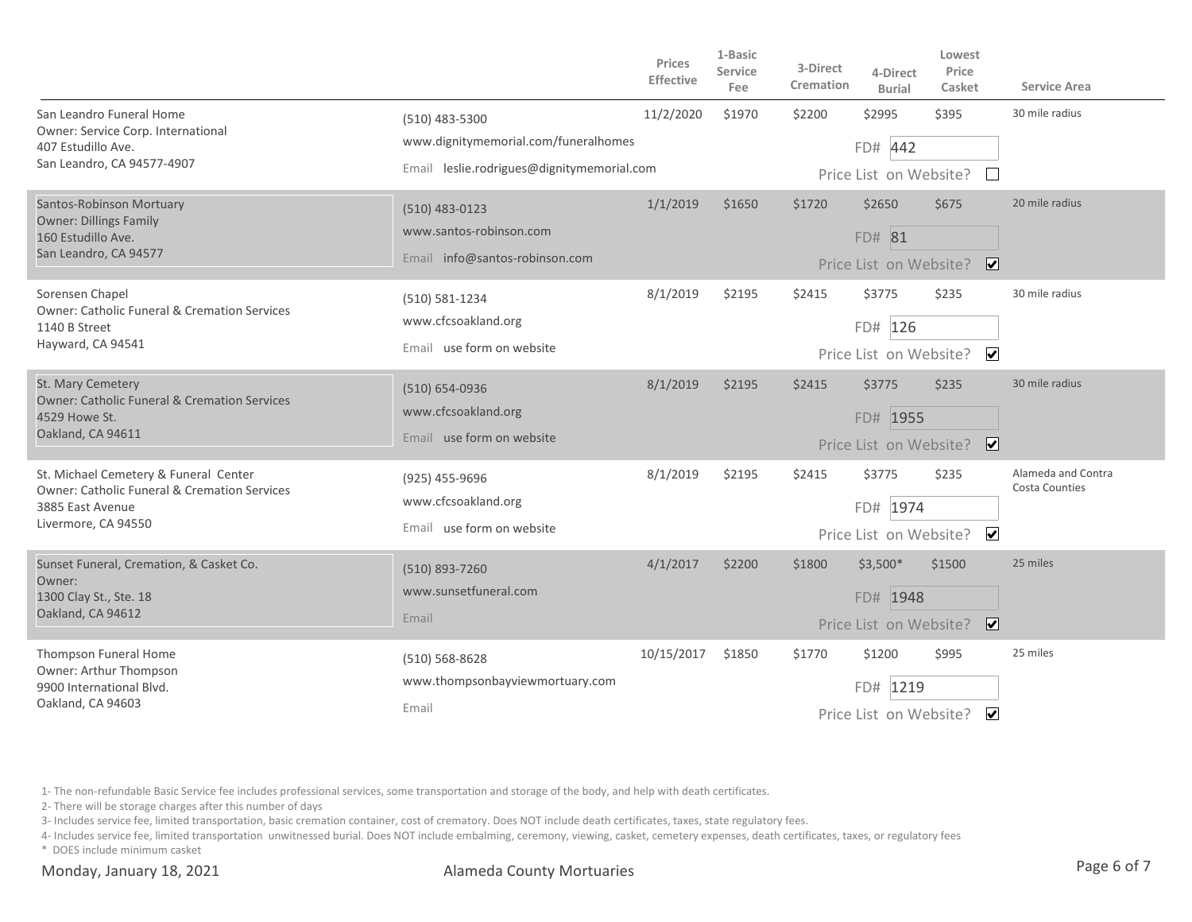| | | Prices Effective | 1-Basic Service Fee | 3-Direct Cremation | 4-Direct Burial | Lowest Price Casket | Service Area |
|---|---|---|---|---|---|---|---|
| San Leandro Funeral Home<br>Owner: Service Corp. International<br>407 Estudillo Ave.<br>San Leandro, CA 94577-4907 | (510) 483-5300<br>www.dignitymemorial.com/funeralhomes<br>Email leslie.rodrigues@dignitymemorial.com | 11/2/2020 | $1970 | $2200 | $2995<br>FD# 442<br>Price List on Website? ☐ | $395 | 30 mile radius |
| Santos-Robinson Mortuary<br>Owner: Dillings Family<br>160 Estudillo Ave.<br>San Leandro, CA 94577 | (510) 483-0123<br>www.santos-robinson.com<br>Email info@santos-robinson.com | 1/1/2019 | $1650 | $1720 | $2650<br>FD# 81<br>Price List on Website? ☑ | $675 | 20 mile radius |
| Sorensen Chapel<br>Owner: Catholic Funeral & Cremation Services<br>1140 B Street<br>Hayward, CA 94541 | (510) 581-1234<br>www.cfcsoakland.org<br>Email use form on website | 8/1/2019 | $2195 | $2415 | $3775<br>FD# 126<br>Price List on Website? ☑ | $235 | 30 mile radius |
| St. Mary Cemetery<br>Owner: Catholic Funeral & Cremation Services<br>4529 Howe St.<br>Oakland, CA 94611 | (510) 654-0936<br>www.cfcsoakland.org<br>Email use form on website | 8/1/2019 | $2195 | $2415 | $3775<br>FD# 1955<br>Price List on Website? ☑ | $235 | 30 mile radius |
| St. Michael Cemetery & Funeral Center<br>Owner: Catholic Funeral & Cremation Services<br>3885 East Avenue<br>Livermore, CA 94550 | (925) 455-9696<br>www.cfcsoakland.org<br>Email use form on website | 8/1/2019 | $2195 | $2415 | $3775<br>FD# 1974<br>Price List on Website? ☑ | $235 | Alameda and Contra Costa Counties |
| Sunset Funeral, Cremation, & Casket Co.<br>Owner:<br>1300 Clay St., Ste. 18<br>Oakland, CA 94612 | (510) 893-7260<br>www.sunsetfuneral.com<br>Email | 4/1/2017 | $2200 | $1800 | $3,500*<br>FD# 1948<br>Price List on Website? ☑ | $1500 | 25 miles |
| Thompson Funeral Home<br>Owner: Arthur Thompson<br>9900 International Blvd.<br>Oakland, CA 94603 | (510) 568-8628<br>www.thompsonbayviewmortuary.com<br>Email | 10/15/2017 | $1850 | $1770 | $1200<br>FD# 1219<br>Price List on Website? ☑ | $995 | 25 miles |

1- The non-refundable Basic Service fee includes professional services, some transportation and storage of the body, and help with death certificates.

2- There will be storage charges after this number of days

3- Includes service fee, limited transportation, basic cremation container, cost of crematory. Does NOT include death certificates, taxes, state regulatory fees.

4- Includes service fee, limited transportation unwitnessed burial. Does NOT include embalming, ceremony, viewing, casket, cemetery expenses, death certificates, taxes, or regulatory fees

\* DOES include minimum casket

Monday, January 18, 2021 Alameda County Mortuaries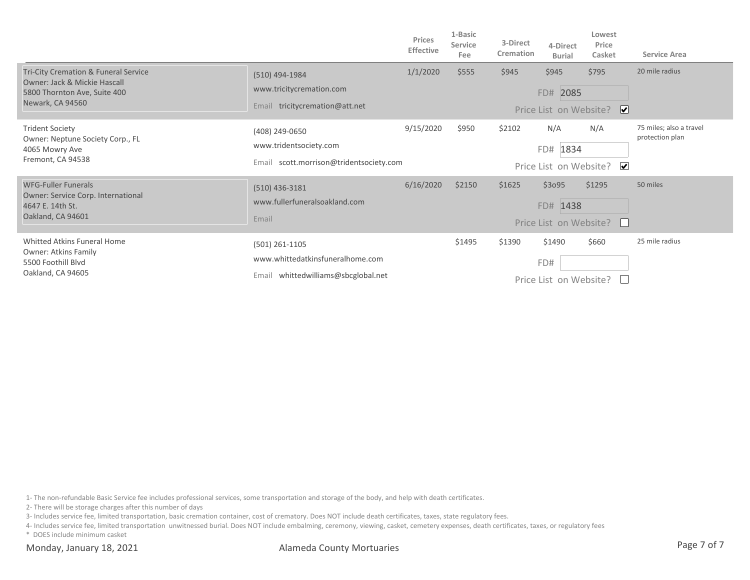| | | Prices Effective | 1-Basic Service Fee | 3-Direct Cremation | 4-Direct Burial | Lowest Price Casket | Service Area |
|---|---|---|---|---|---|---|---|
| Tri-City Cremation & Funeral Service<br>Owner: Jack & Mickie Hascall<br>5800 Thornton Ave, Suite 400<br>Newark, CA 94560 | (510) 494-1984<br>www.tricitycremation.com<br>Email tricitycremation@att.net | 1/1/2020 | $555 | $945 | $945<br>FD# 2085<br>Price List on Website? ☑ | $795 | 20 mile radius |
| Trident Society<br>Owner: Neptune Society Corp., FL<br>4065 Mowry Ave<br>Fremont, CA 94538 | (408) 249-0650<br>www.tridentsociety.com<br>Email scott.morrison@tridentsociety.com | 9/15/2020 | $950 | $2102 | N/A<br>FD# 1834<br>Price List on Website? ☑ | N/A | 75 miles; also a travel protection plan |
| WFG-Fuller Funerals<br>Owner: Service Corp. International<br>4647 E. 14th St.<br>Oakland, CA 94601 | (510) 436-3181<br>www.fullerfuneralsoakland.com<br>Email | 6/16/2020 | $2150 | $1625 | $3o95<br>FD# 1438<br>Price List on Website? ☐ | $1295 | 50 miles |
| Whitted Atkins Funeral Home<br>Owner: Atkins Family<br>5500 Foothill Blvd<br>Oakland, CA 94605 | (501) 261-1105<br>www.whittedatkinsfuneralhome.com<br>Email whittedwilliams@sbcglobal.net | | $1495 | $1390 | $1490<br>FD#<br>Price List on Website? ☐ | $660 | 25 mile radius |

1- The non-refundable Basic Service fee includes professional services, some transportation and storage of the body, and help with death certificates.

2- There will be storage charges after this number of days

3- Includes service fee, limited transportation, basic cremation container, cost of crematory. Does NOT include death certificates, taxes, state regulatory fees.

4- Includes service fee, limited transportation unwitnessed burial. Does NOT include embalming, ceremony, viewing, casket, cemetery expenses, death certificates, taxes, or regulatory fees

\* DOES include minimum casket

Monday, January 18, 2021 Alameda County Mortuaries